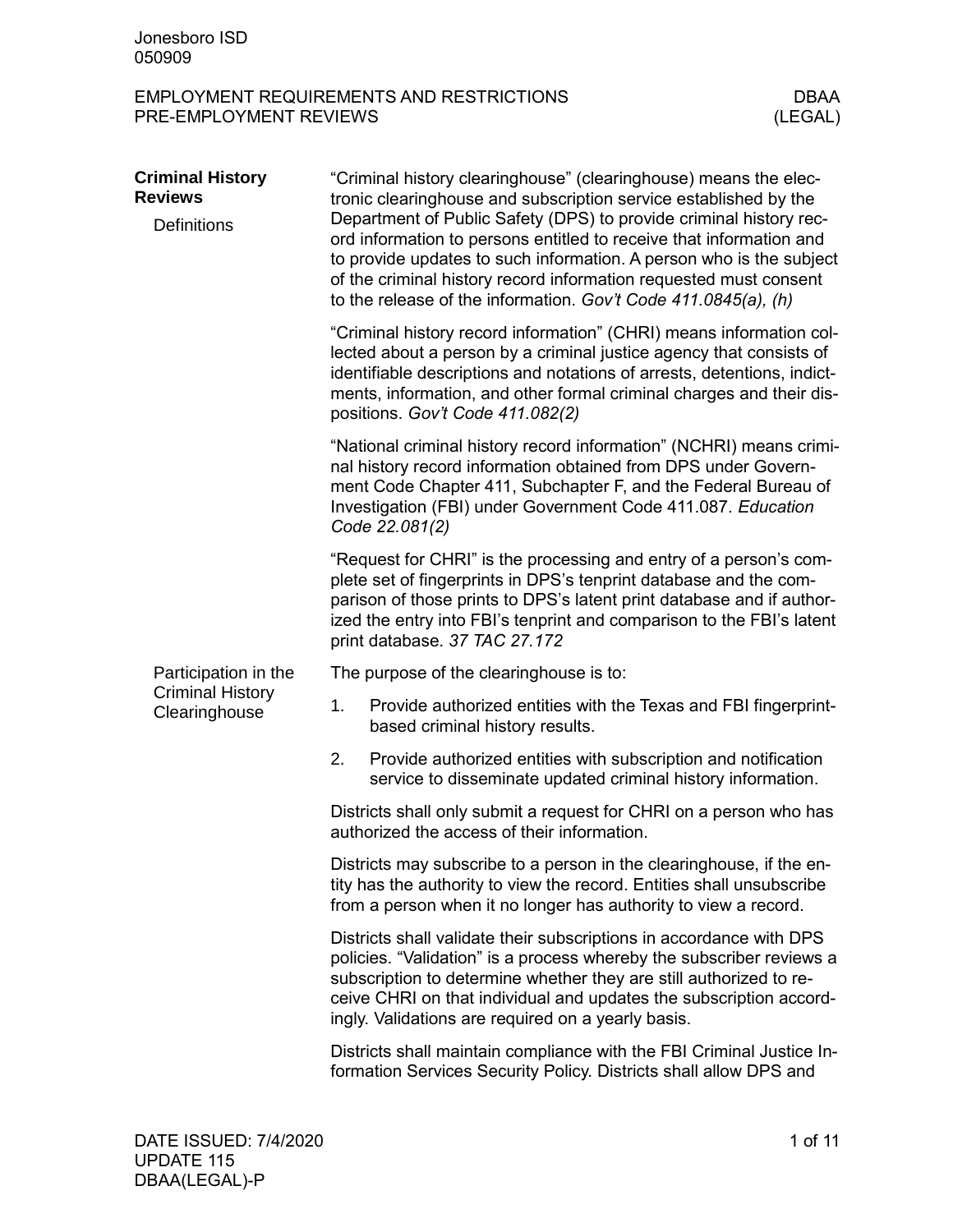## Criminal History Reviews

### Definitions

"Criminal history clearinghouse" (clearinghouse) means the electronic clearinghouse and subscription service established by the Department of Public Safety (DPS) to provide criminal history record information to persons entitled to receive that information and to provide updates to such information. A person who is the subject of the criminal history record information requested must consent to the release of the information. *Gov't Code 411.0845(a), (h)*

"Criminal history record information" (CHRI) means information collected about a person by a criminal justice agency that consists of identifiable descriptions and notations of arrests, detentions, indictments, information, and other formal criminal charges and their dispositions. *Gov't Code 411.082(2)*

"National criminal history record information" (NCHRI) means criminal history record information obtained from DPS under Government Code Chapter 411, Subchapter F, and the Federal Bureau of Investigation (FBI) under Government Code 411.087. *Education Code 22.081(2)*

"Request for CHRI" is the processing and entry of a person's complete set of fingerprints in DPS's tenprint database and the comparison of those prints to DPS's latent print database and if authorized the entry into FBI's tenprint and comparison to the FBI's latent print database. *37 TAC 27.172*

### Participation in the Criminal History Clearinghouse

The purpose of the clearinghouse is to:

1. Provide authorized entities with the Texas and FBI fingerprint-based criminal history results.
2. Provide authorized entities with subscription and notification service to disseminate updated criminal history information.

Districts shall only submit a request for CHRI on a person who has authorized the access of their information.

Districts may subscribe to a person in the clearinghouse, if the entity has the authority to view the record. Entities shall unsubscribe from a person when it no longer has authority to view a record.

Districts shall validate their subscriptions in accordance with DPS policies. "Validation" is a process whereby the subscriber reviews a subscription to determine whether they are still authorized to receive CHRI on that individual and updates the subscription accordingly. Validations are required on a yearly basis.

Districts shall maintain compliance with the FBI Criminal Justice Information Services Security Policy. Districts shall allow DPS and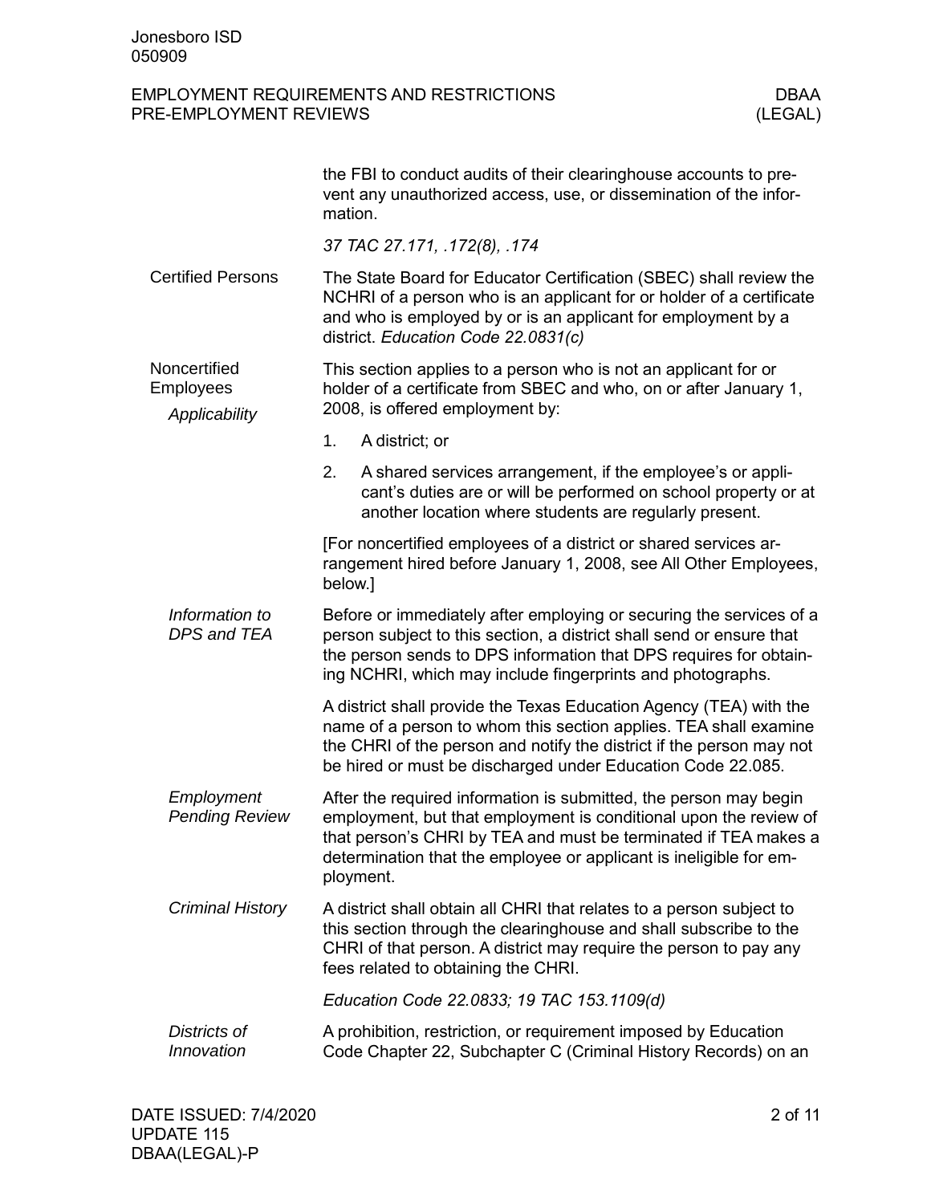the FBI to conduct audits of their clearinghouse accounts to prevent any unauthorized access, use, or dissemination of the information.

*37 TAC 27.171, .172(8), .174*

## Certified Persons

The State Board for Educator Certification (SBEC) shall review the NCHRI of a person who is an applicant for or holder of a certificate and who is employed by or is an applicant for employment by a district. *Education Code 22.0831(c)*

## Noncertified Employees

### *Applicability*

This section applies to a person who is not an applicant for or holder of a certificate from SBEC and who, on or after January 1, 2008, is offered employment by:

1. A district; or
2. A shared services arrangement, if the employee's or applicant's duties are or will be performed on school property or at another location where students are regularly present.

[For noncertified employees of a district or shared services arrangement hired before January 1, 2008, see All Other Employees, below.]

### *Information to DPS and TEA*

Before or immediately after employing or securing the services of a person subject to this section, a district shall send or ensure that the person sends to DPS information that DPS requires for obtaining NCHRI, which may include fingerprints and photographs.

A district shall provide the Texas Education Agency (TEA) with the name of a person to whom this section applies. TEA shall examine the CHRI of the person and notify the district if the person may not be hired or must be discharged under Education Code 22.085.

### *Employment Pending Review*

After the required information is submitted, the person may begin employment, but that employment is conditional upon the review of that person's CHRI by TEA and must be terminated if TEA makes a determination that the employee or applicant is ineligible for employment.

### *Criminal History*

A district shall obtain all CHRI that relates to a person subject to this section through the clearinghouse and shall subscribe to the CHRI of that person. A district may require the person to pay any fees related to obtaining the CHRI.

*Education Code 22.0833; 19 TAC 153.1109(d)*

### *Districts of Innovation*

A prohibition, restriction, or requirement imposed by Education Code Chapter 22, Subchapter C (Criminal History Records) on an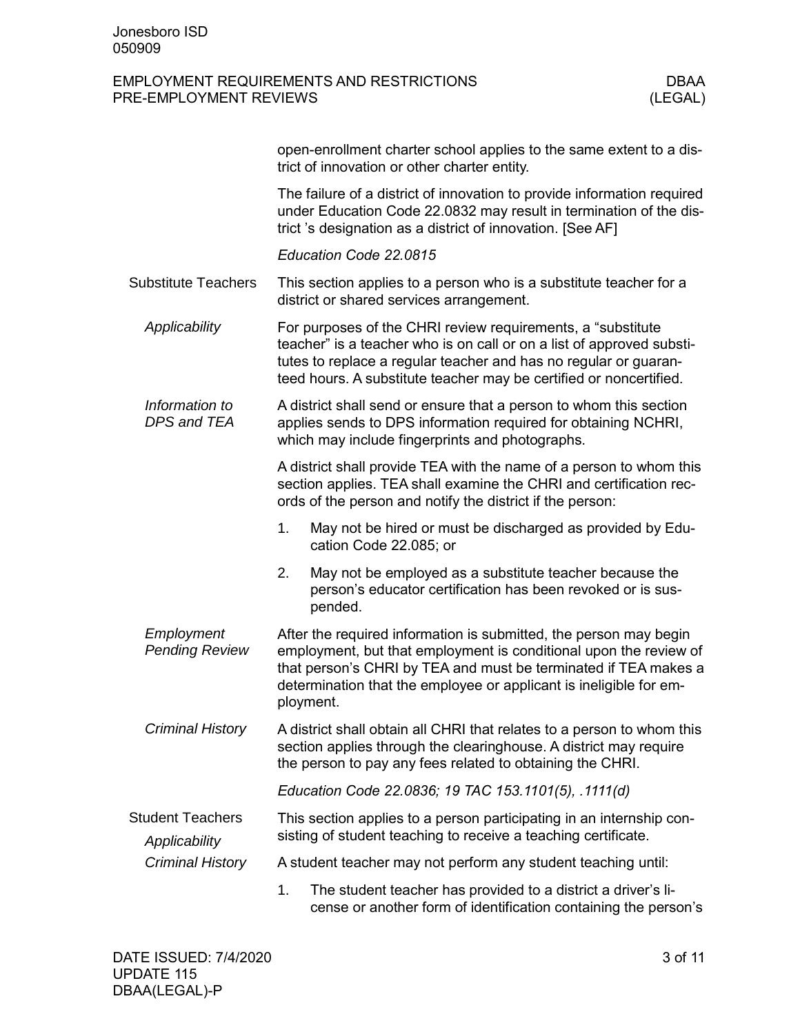open-enrollment charter school applies to the same extent to a district of innovation or other charter entity.

The failure of a district of innovation to provide information required under Education Code 22.0832 may result in termination of the district 's designation as a district of innovation. [See AF]

*Education Code 22.0815*

## Substitute Teachers

This section applies to a person who is a substitute teacher for a district or shared services arrangement.

### *Applicability*

For purposes of the CHRI review requirements, a "substitute teacher" is a teacher who is on call or on a list of approved substitutes to replace a regular teacher and has no regular or guaranteed hours. A substitute teacher may be certified or noncertified.

### *Information to DPS and TEA*

A district shall send or ensure that a person to whom this section applies sends to DPS information required for obtaining NCHRI, which may include fingerprints and photographs.

A district shall provide TEA with the name of a person to whom this section applies. TEA shall examine the CHRI and certification records of the person and notify the district if the person:

1. May not be hired or must be discharged as provided by Education Code 22.085; or
2. May not be employed as a substitute teacher because the person's educator certification has been revoked or is suspended.

### *Employment Pending Review*

After the required information is submitted, the person may begin employment, but that employment is conditional upon the review of that person's CHRI by TEA and must be terminated if TEA makes a determination that the employee or applicant is ineligible for employment.

### *Criminal History*

A district shall obtain all CHRI that relates to a person to whom this section applies through the clearinghouse. A district may require the person to pay any fees related to obtaining the CHRI.

*Education Code 22.0836; 19 TAC 153.1101(5), .1111(d)*

## Student Teachers

### *Applicability*

This section applies to a person participating in an internship consisting of student teaching to receive a teaching certificate.

### *Criminal History*

A student teacher may not perform any student teaching until:

1. The student teacher has provided to a district a driver's license or another form of identification containing the person's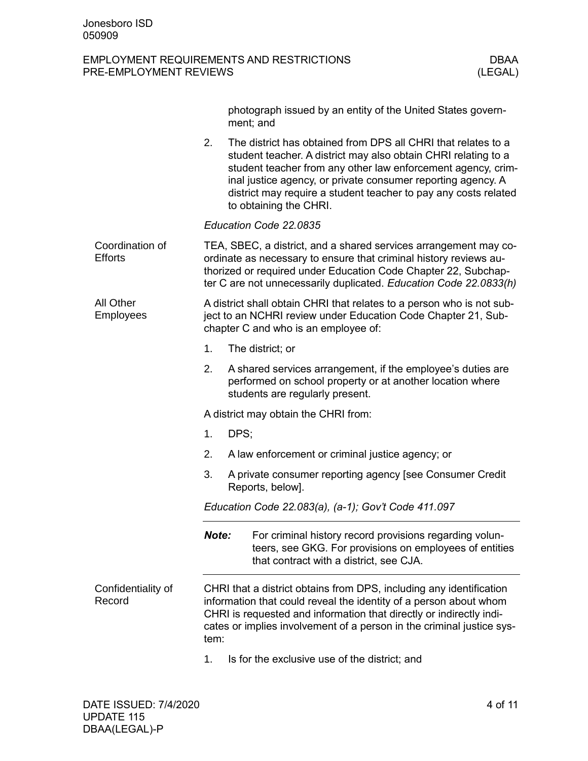photograph issued by an entity of the United States government; and

2. The district has obtained from DPS all CHRI that relates to a student teacher. A district may also obtain CHRI relating to a student teacher from any other law enforcement agency, criminal justice agency, or private consumer reporting agency. A district may require a student teacher to pay any costs related to obtaining the CHRI.

*Education Code 22.0835*

### Coordination of Efforts

TEA, SBEC, a district, and a shared services arrangement may coordinate as necessary to ensure that criminal history reviews authorized or required under Education Code Chapter 22, Subchapter C are not unnecessarily duplicated. *Education Code 22.0833(h)*

### All Other Employees

A district shall obtain CHRI that relates to a person who is not subject to an NCHRI review under Education Code Chapter 21, Subchapter C and who is an employee of:

1. The district; or
2. A shared services arrangement, if the employee's duties are performed on school property or at another location where students are regularly present.

A district may obtain the CHRI from:

1. DPS;
2. A law enforcement or criminal justice agency; or
3. A private consumer reporting agency [see Consumer Credit Reports, below].

*Education Code 22.083(a), (a-1); Gov't Code 411.097*

---

***Note:*** For criminal history record provisions regarding volunteers, see GKG. For provisions on employees of entities that contract with a district, see CJA.

---

### Confidentiality of Record

CHRI that a district obtains from DPS, including any identification information that could reveal the identity of a person about whom CHRI is requested and information that directly or indirectly indicates or implies involvement of a person in the criminal justice system:

1. Is for the exclusive use of the district; and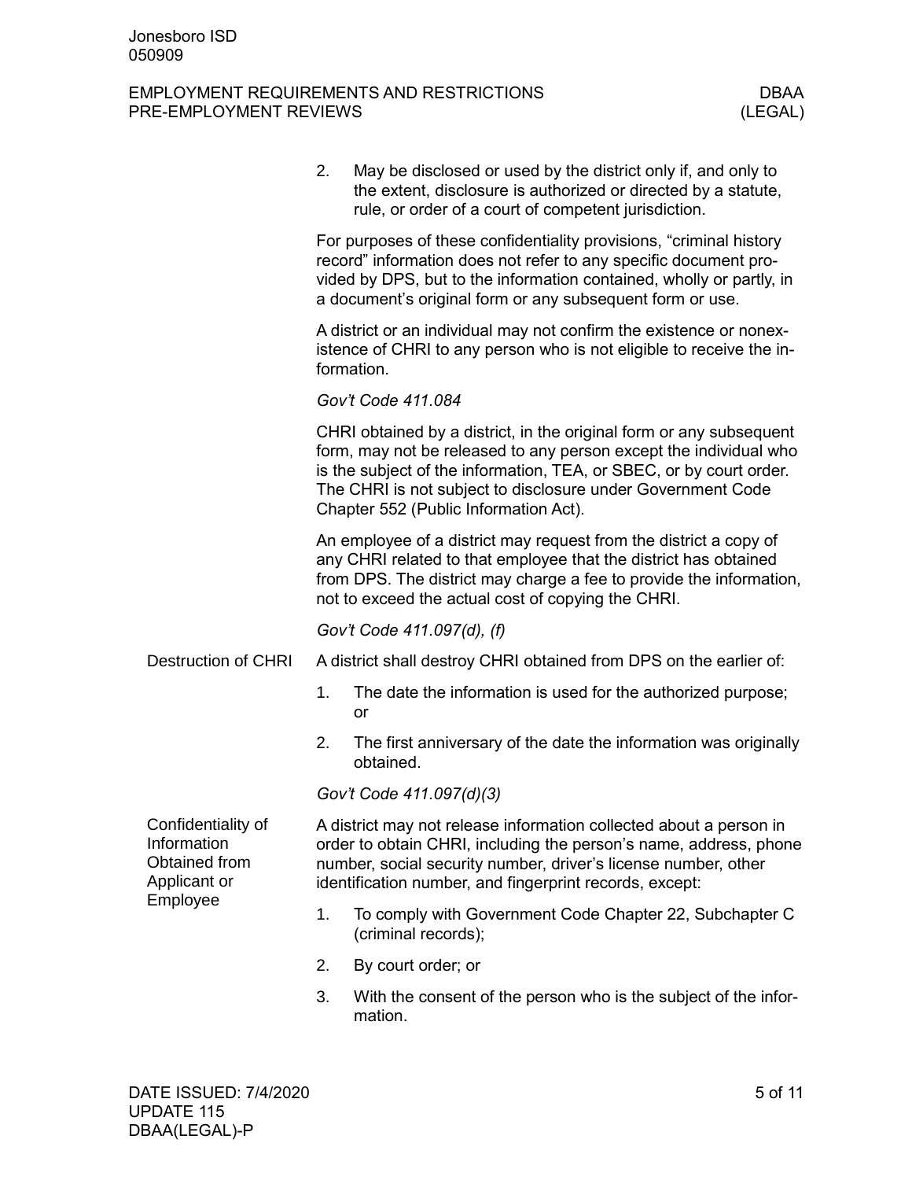2. May be disclosed or used by the district only if, and only to the extent, disclosure is authorized or directed by a statute, rule, or order of a court of competent jurisdiction.

For purposes of these confidentiality provisions, "criminal history record" information does not refer to any specific document provided by DPS, but to the information contained, wholly or partly, in a document's original form or any subsequent form or use.

A district or an individual may not confirm the existence or nonexistence of CHRI to any person who is not eligible to receive the information.

*Gov't Code 411.084*

CHRI obtained by a district, in the original form or any subsequent form, may not be released to any person except the individual who is the subject of the information, TEA, or SBEC, or by court order. The CHRI is not subject to disclosure under Government Code Chapter 552 (Public Information Act).

An employee of a district may request from the district a copy of any CHRI related to that employee that the district has obtained from DPS. The district may charge a fee to provide the information, not to exceed the actual cost of copying the CHRI.

*Gov't Code 411.097(d), (f)*

**Destruction of CHRI**

A district shall destroy CHRI obtained from DPS on the earlier of:

1. The date the information is used for the authorized purpose; or
2. The first anniversary of the date the information was originally obtained.

*Gov't Code 411.097(d)(3)*

**Confidentiality of Information Obtained from Applicant or Employee**

A district may not release information collected about a person in order to obtain CHRI, including the person's name, address, phone number, social security number, driver's license number, other identification number, and fingerprint records, except:

1. To comply with Government Code Chapter 22, Subchapter C (criminal records);
2. By court order; or
3. With the consent of the person who is the subject of the information.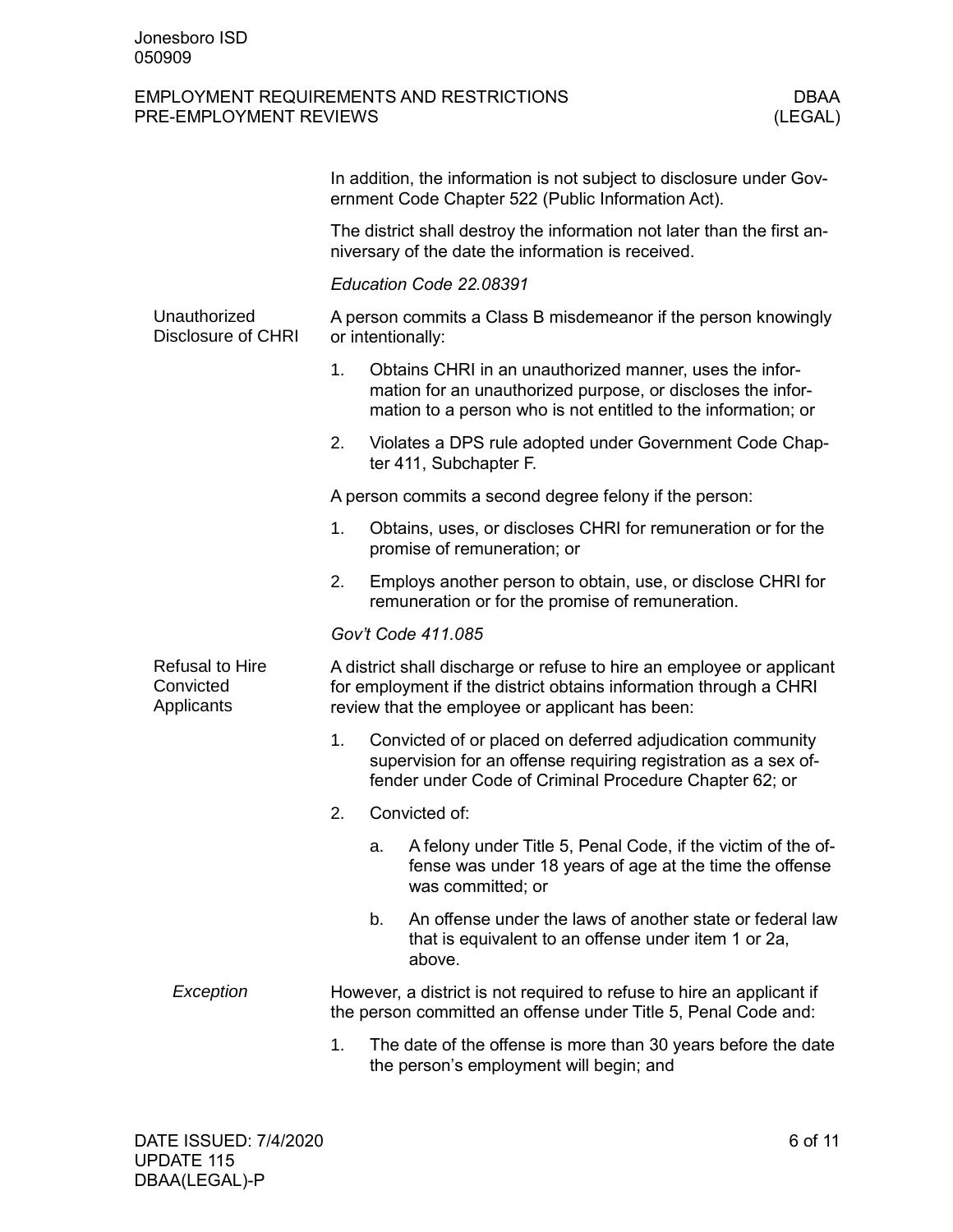In addition, the information is not subject to disclosure under Government Code Chapter 522 (Public Information Act).

The district shall destroy the information not later than the first anniversary of the date the information is received.

*Education Code 22.08391*

## Unauthorized Disclosure of CHRI

A person commits a Class B misdemeanor if the person knowingly or intentionally:

1. Obtains CHRI in an unauthorized manner, uses the information for an unauthorized purpose, or discloses the information to a person who is not entitled to the information; or
2. Violates a DPS rule adopted under Government Code Chapter 411, Subchapter F.

A person commits a second degree felony if the person:

1. Obtains, uses, or discloses CHRI for remuneration or for the promise of remuneration; or
2. Employs another person to obtain, use, or disclose CHRI for remuneration or for the promise of remuneration.

*Gov't Code 411.085*

## Refusal to Hire Convicted Applicants

A district shall discharge or refuse to hire an employee or applicant for employment if the district obtains information through a CHRI review that the employee or applicant has been:

1. Convicted of or placed on deferred adjudication community supervision for an offense requiring registration as a sex offender under Code of Criminal Procedure Chapter 62; or
2. Convicted of:
   a. A felony under Title 5, Penal Code, if the victim of the offense was under 18 years of age at the time the offense was committed; or
   b. An offense under the laws of another state or federal law that is equivalent to an offense under item 1 or 2a, above.

### *Exception*

However, a district is not required to refuse to hire an applicant if the person committed an offense under Title 5, Penal Code and:

1. The date of the offense is more than 30 years before the date the person's employment will begin; and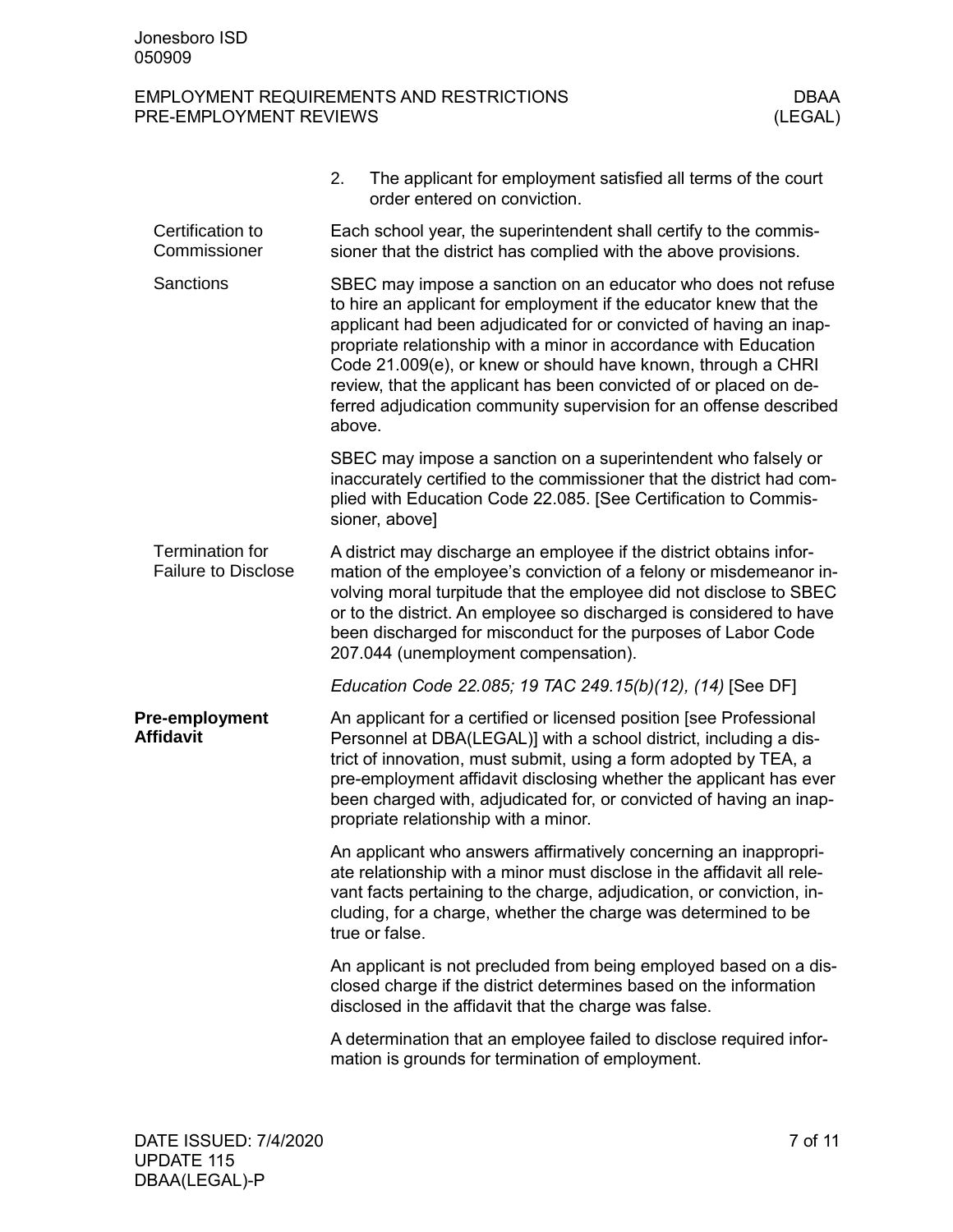2. The applicant for employment satisfied all terms of the court order entered on conviction.

**Certification to Commissioner**

Each school year, the superintendent shall certify to the commissioner that the district has complied with the above provisions.

**Sanctions**

SBEC may impose a sanction on an educator who does not refuse to hire an applicant for employment if the educator knew that the applicant had been adjudicated for or convicted of having an inappropriate relationship with a minor in accordance with Education Code 21.009(e), or knew or should have known, through a CHRI review, that the applicant has been convicted of or placed on deferred adjudication community supervision for an offense described above.

SBEC may impose a sanction on a superintendent who falsely or inaccurately certified to the commissioner that the district had complied with Education Code 22.085. [See Certification to Commissioner, above]

**Termination for Failure to Disclose**

A district may discharge an employee if the district obtains information of the employee's conviction of a felony or misdemeanor involving moral turpitude that the employee did not disclose to SBEC or to the district. An employee so discharged is considered to have been discharged for misconduct for the purposes of Labor Code 207.044 (unemployment compensation).

*Education Code 22.085; 19 TAC 249.15(b)(12), (14)* [See DF]

## Pre-employment Affidavit

An applicant for a certified or licensed position [see Professional Personnel at DBA(LEGAL)] with a school district, including a district of innovation, must submit, using a form adopted by TEA, a pre-employment affidavit disclosing whether the applicant has ever been charged with, adjudicated for, or convicted of having an inappropriate relationship with a minor.

An applicant who answers affirmatively concerning an inappropriate relationship with a minor must disclose in the affidavit all relevant facts pertaining to the charge, adjudication, or conviction, including, for a charge, whether the charge was determined to be true or false.

An applicant is not precluded from being employed based on a disclosed charge if the district determines based on the information disclosed in the affidavit that the charge was false.

A determination that an employee failed to disclose required information is grounds for termination of employment.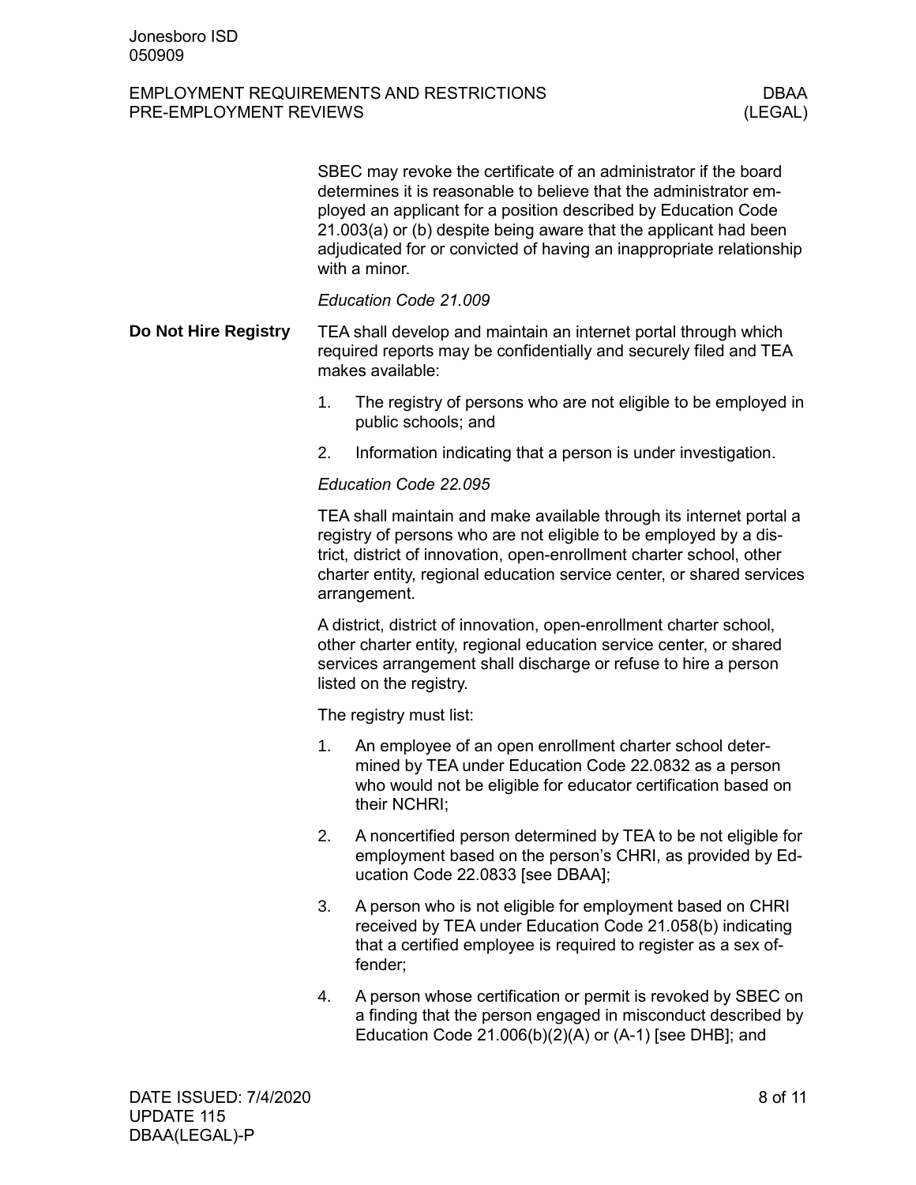SBEC may revoke the certificate of an administrator if the board determines it is reasonable to believe that the administrator employed an applicant for a position described by Education Code 21.003(a) or (b) despite being aware that the applicant had been adjudicated for or convicted of having an inappropriate relationship with a minor.

*Education Code 21.009*

**Do Not Hire Registry**

TEA shall develop and maintain an internet portal through which required reports may be confidentially and securely filed and TEA makes available:

1. The registry of persons who are not eligible to be employed in public schools; and
2. Information indicating that a person is under investigation.

*Education Code 22.095*

TEA shall maintain and make available through its internet portal a registry of persons who are not eligible to be employed by a district, district of innovation, open-enrollment charter school, other charter entity, regional education service center, or shared services arrangement.

A district, district of innovation, open-enrollment charter school, other charter entity, regional education service center, or shared services arrangement shall discharge or refuse to hire a person listed on the registry.

The registry must list:

1. An employee of an open enrollment charter school determined by TEA under Education Code 22.0832 as a person who would not be eligible for educator certification based on their NCHRI;
2. A noncertified person determined by TEA to be not eligible for employment based on the person's CHRI, as provided by Education Code 22.0833 [see DBAA];
3. A person who is not eligible for employment based on CHRI received by TEA under Education Code 21.058(b) indicating that a certified employee is required to register as a sex offender;
4. A person whose certification or permit is revoked by SBEC on a finding that the person engaged in misconduct described by Education Code 21.006(b)(2)(A) or (A-1) [see DHB]; and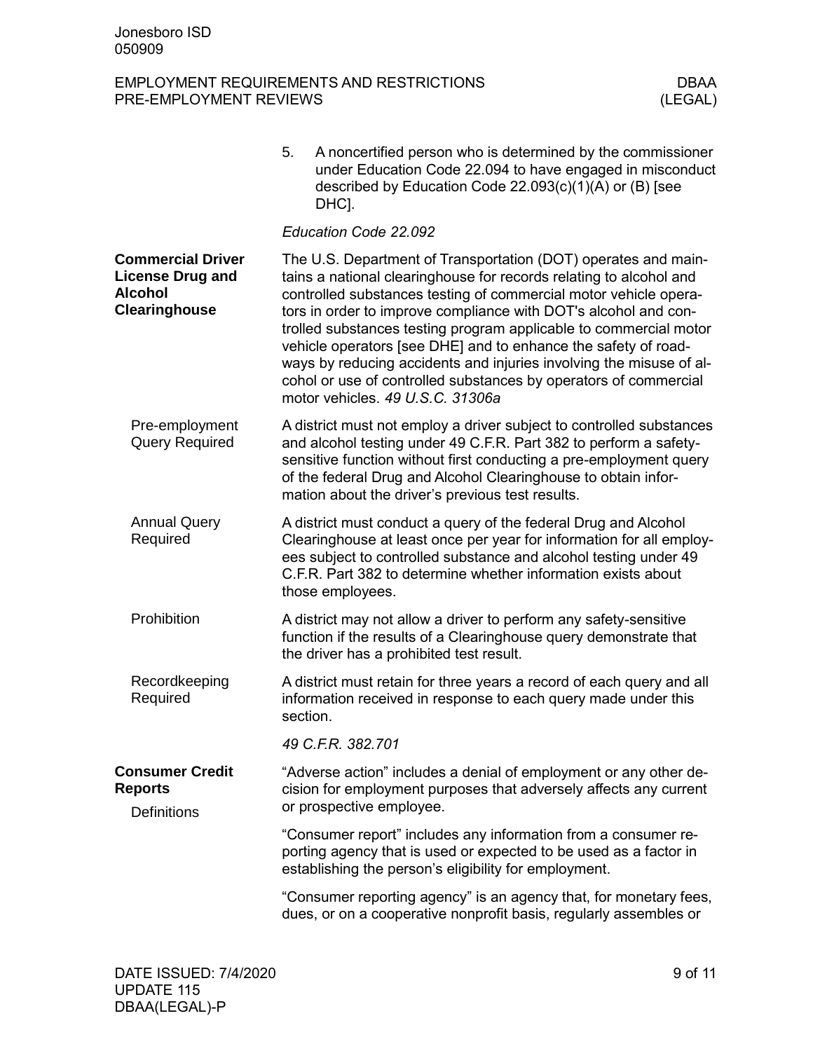5. A noncertified person who is determined by the commissioner under Education Code 22.094 to have engaged in misconduct described by Education Code 22.093(c)(1)(A) or (B) [see DHC].

*Education Code 22.092*

## Commercial Driver License Drug and Alcohol Clearinghouse

The U.S. Department of Transportation (DOT) operates and maintains a national clearinghouse for records relating to alcohol and controlled substances testing of commercial motor vehicle operators in order to improve compliance with DOT's alcohol and controlled substances testing program applicable to commercial motor vehicle operators [see DHE] and to enhance the safety of roadways by reducing accidents and injuries involving the misuse of alcohol or use of controlled substances by operators of commercial motor vehicles. *49 U.S.C. 31306a*

### Pre-employment Query Required

A district must not employ a driver subject to controlled substances and alcohol testing under 49 C.F.R. Part 382 to perform a safety-sensitive function without first conducting a pre-employment query of the federal Drug and Alcohol Clearinghouse to obtain information about the driver's previous test results.

### Annual Query Required

A district must conduct a query of the federal Drug and Alcohol Clearinghouse at least once per year for information for all employees subject to controlled substance and alcohol testing under 49 C.F.R. Part 382 to determine whether information exists about those employees.

### Prohibition

A district may not allow a driver to perform any safety-sensitive function if the results of a Clearinghouse query demonstrate that the driver has a prohibited test result.

### Recordkeeping Required

A district must retain for three years a record of each query and all information received in response to each query made under this section.

*49 C.F.R. 382.701*

## Consumer Credit Reports

### Definitions

"Adverse action" includes a denial of employment or any other decision for employment purposes that adversely affects any current or prospective employee.

"Consumer report" includes any information from a consumer reporting agency that is used or expected to be used as a factor in establishing the person's eligibility for employment.

"Consumer reporting agency" is an agency that, for monetary fees, dues, or on a cooperative nonprofit basis, regularly assembles or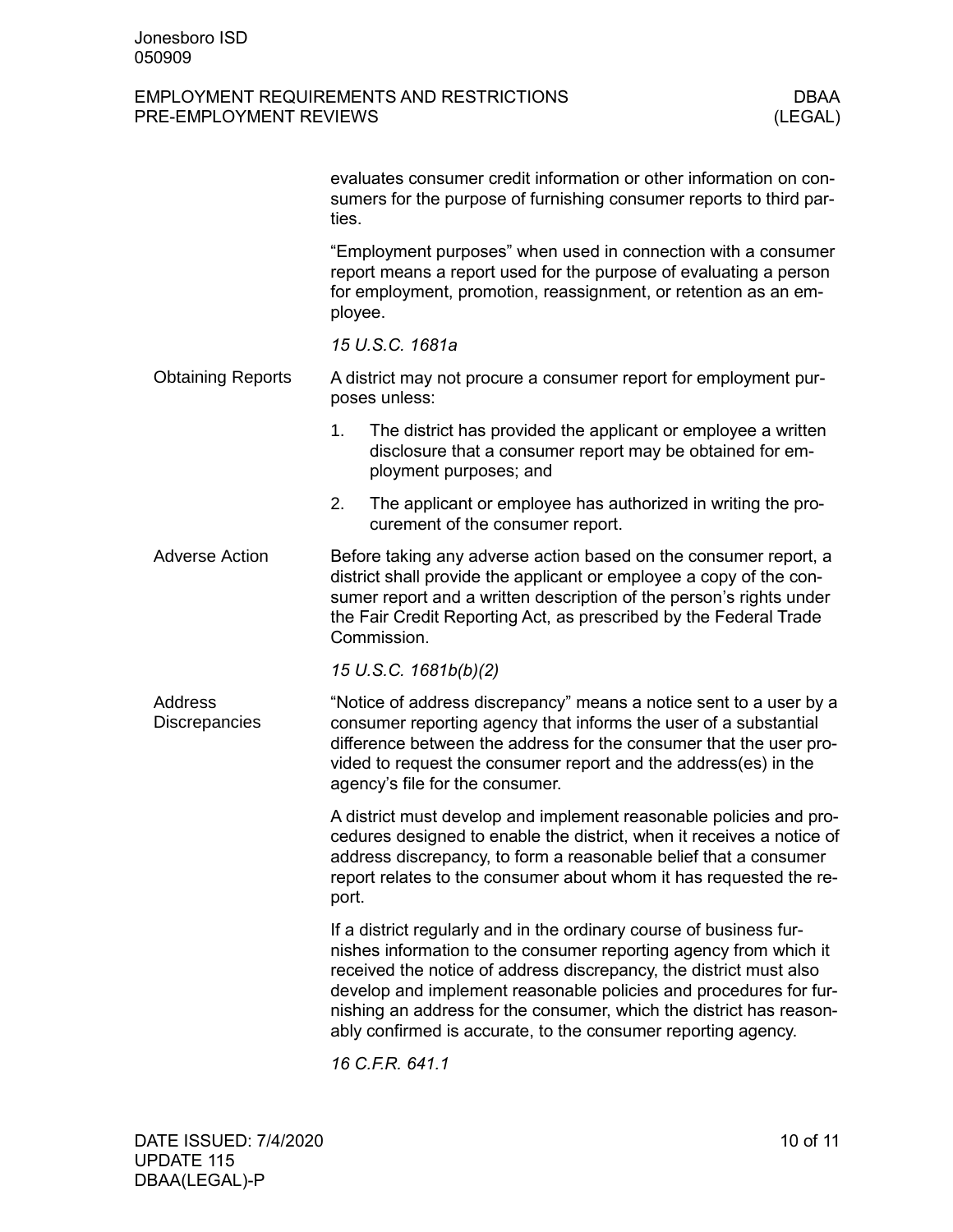evaluates consumer credit information or other information on consumers for the purpose of furnishing consumer reports to third parties.

"Employment purposes" when used in connection with a consumer report means a report used for the purpose of evaluating a person for employment, promotion, reassignment, or retention as an employee.

*15 U.S.C. 1681a*

**Obtaining Reports**

A district may not procure a consumer report for employment purposes unless:

1. The district has provided the applicant or employee a written disclosure that a consumer report may be obtained for employment purposes; and
2. The applicant or employee has authorized in writing the procurement of the consumer report.

**Adverse Action**

Before taking any adverse action based on the consumer report, a district shall provide the applicant or employee a copy of the consumer report and a written description of the person's rights under the Fair Credit Reporting Act, as prescribed by the Federal Trade Commission.

*15 U.S.C. 1681b(b)(2)*

**Address Discrepancies**

"Notice of address discrepancy" means a notice sent to a user by a consumer reporting agency that informs the user of a substantial difference between the address for the consumer that the user provided to request the consumer report and the address(es) in the agency's file for the consumer.

A district must develop and implement reasonable policies and procedures designed to enable the district, when it receives a notice of address discrepancy, to form a reasonable belief that a consumer report relates to the consumer about whom it has requested the report.

If a district regularly and in the ordinary course of business furnishes information to the consumer reporting agency from which it received the notice of address discrepancy, the district must also develop and implement reasonable policies and procedures for furnishing an address for the consumer, which the district has reasonably confirmed is accurate, to the consumer reporting agency.

*16 C.F.R. 641.1*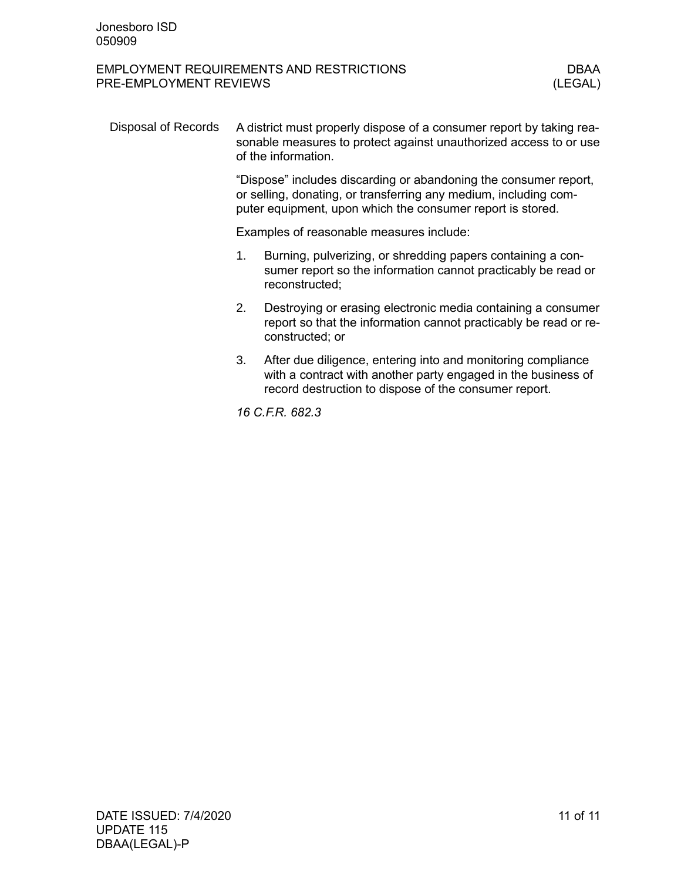## Disposal of Records

A district must properly dispose of a consumer report by taking reasonable measures to protect against unauthorized access to or use of the information.

"Dispose" includes discarding or abandoning the consumer report, or selling, donating, or transferring any medium, including computer equipment, upon which the consumer report is stored.

Examples of reasonable measures include:

1. Burning, pulverizing, or shredding papers containing a consumer report so the information cannot practicably be read or reconstructed;
2. Destroying or erasing electronic media containing a consumer report so that the information cannot practicably be read or reconstructed; or
3. After due diligence, entering into and monitoring compliance with a contract with another party engaged in the business of record destruction to dispose of the consumer report.

*16 C.F.R. 682.3*